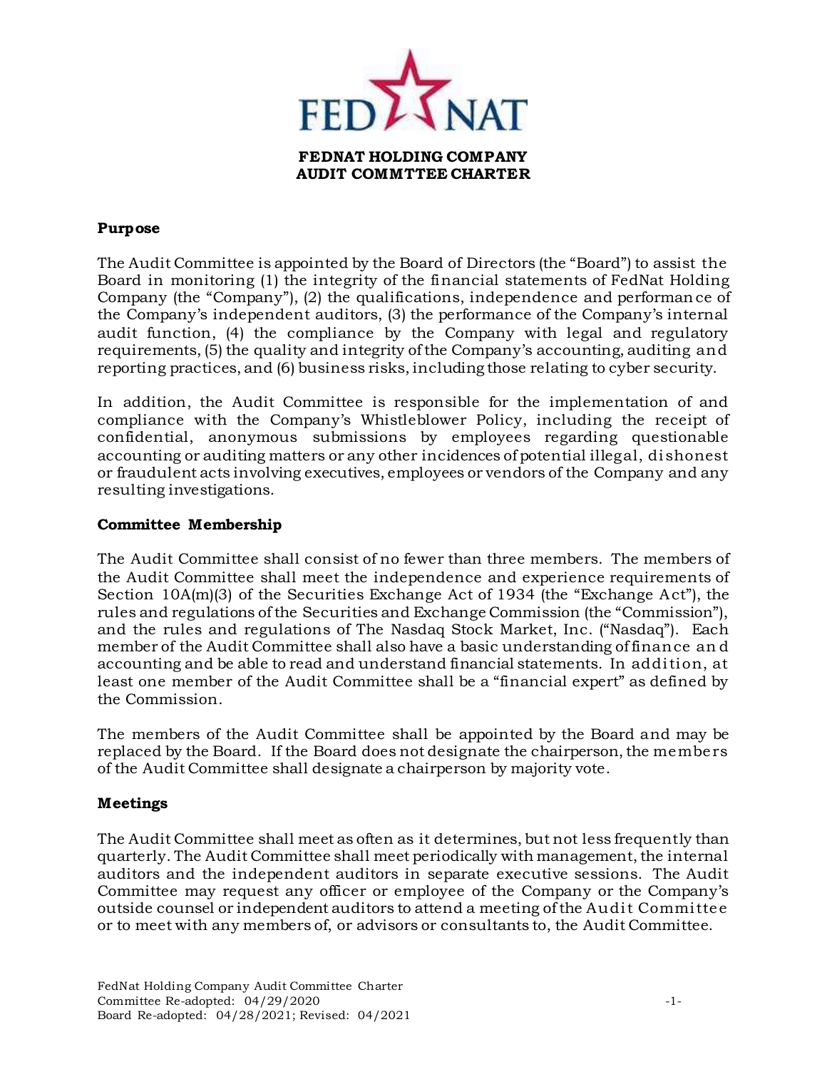# FEDNAT HOLDING COMPANY
# AUDIT COMMTTEE CHARTER

### Purpose

The Audit Committee is appointed by the Board of Directors (the "Board") to assist the Board in monitoring (1) the integrity of the financial statements of FedNat Holding Company (the "Company"), (2) the qualifications, independence and performance of the Company's independent auditors, (3) the performance of the Company's internal audit function, (4) the compliance by the Company with legal and regulatory requirements, (5) the quality and integrity of the Company's accounting, auditing and reporting practices, and (6) business risks, including those relating to cyber security.

In addition, the Audit Committee is responsible for the implementation of and compliance with the Company's Whistleblower Policy, including the receipt of confidential, anonymous submissions by employees regarding questionable accounting or auditing matters or any other incidences of potential illegal, dishonest or fraudulent acts involving executives, employees or vendors of the Company and any resulting investigations.

### Committee Membership

The Audit Committee shall consist of no fewer than three members. The members of the Audit Committee shall meet the independence and experience requirements of Section 10A(m)(3) of the Securities Exchange Act of 1934 (the "Exchange Act"), the rules and regulations of the Securities and Exchange Commission (the "Commission"), and the rules and regulations of The Nasdaq Stock Market, Inc. ("Nasdaq"). Each member of the Audit Committee shall also have a basic understanding of finance and accounting and be able to read and understand financial statements. In addition, at least one member of the Audit Committee shall be a "financial expert" as defined by the Commission.

The members of the Audit Committee shall be appointed by the Board and may be replaced by the Board. If the Board does not designate the chairperson, the members of the Audit Committee shall designate a chairperson by majority vote.

### Meetings

The Audit Committee shall meet as often as it determines, but not less frequently than quarterly. The Audit Committee shall meet periodically with management, the internal auditors and the independent auditors in separate executive sessions. The Audit Committee may request any officer or employee of the Company or the Company's outside counsel or independent auditors to attend a meeting of the Audit Committee or to meet with any members of, or advisors or consultants to, the Audit Committee.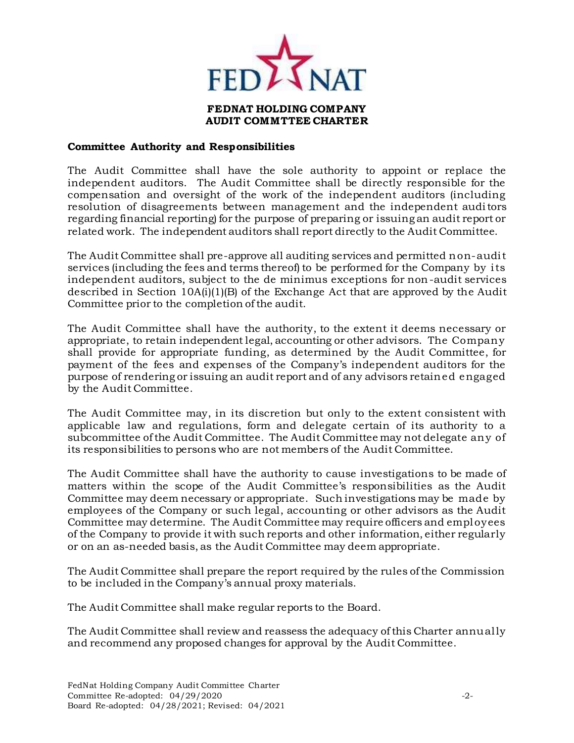**FEDNAT HOLDING COMPANY**
**AUDIT COMMTTEE CHARTER**

**Committee Authority and Responsibilities**

The Audit Committee shall have the sole authority to appoint or replace the independent auditors. The Audit Committee shall be directly responsible for the compensation and oversight of the work of the independent auditors (including resolution of disagreements between management and the independent auditors regarding financial reporting) for the purpose of preparing or issuing an audit report or related work. The independent auditors shall report directly to the Audit Committee.

The Audit Committee shall pre-approve all auditing services and permitted non-audit services (including the fees and terms thereof) to be performed for the Company by its independent auditors, subject to the de minimus exceptions for non-audit services described in Section 10A(i)(1)(B) of the Exchange Act that are approved by the Audit Committee prior to the completion of the audit.

The Audit Committee shall have the authority, to the extent it deems necessary or appropriate, to retain independent legal, accounting or other advisors. The Company shall provide for appropriate funding, as determined by the Audit Committee, for payment of the fees and expenses of the Company's independent auditors for the purpose of rendering or issuing an audit report and of any advisors retained engaged by the Audit Committee.

The Audit Committee may, in its discretion but only to the extent consistent with applicable law and regulations, form and delegate certain of its authority to a subcommittee of the Audit Committee. The Audit Committee may not delegate any of its responsibilities to persons who are not members of the Audit Committee.

The Audit Committee shall have the authority to cause investigations to be made of matters within the scope of the Audit Committee's responsibilities as the Audit Committee may deem necessary or appropriate. Such investigations may be made by employees of the Company or such legal, accounting or other advisors as the Audit Committee may determine. The Audit Committee may require officers and employees of the Company to provide it with such reports and other information, either regularly or on an as-needed basis, as the Audit Committee may deem appropriate.

The Audit Committee shall prepare the report required by the rules of the Commission to be included in the Company's annual proxy materials.

The Audit Committee shall make regular reports to the Board.

The Audit Committee shall review and reassess the adequacy of this Charter annually and recommend any proposed changes for approval by the Audit Committee.

FedNat Holding Company Audit Committee Charter
Committee Re-adopted: 04/29/2020
Board Re-adopted: 04/28/2021; Revised: 04/2021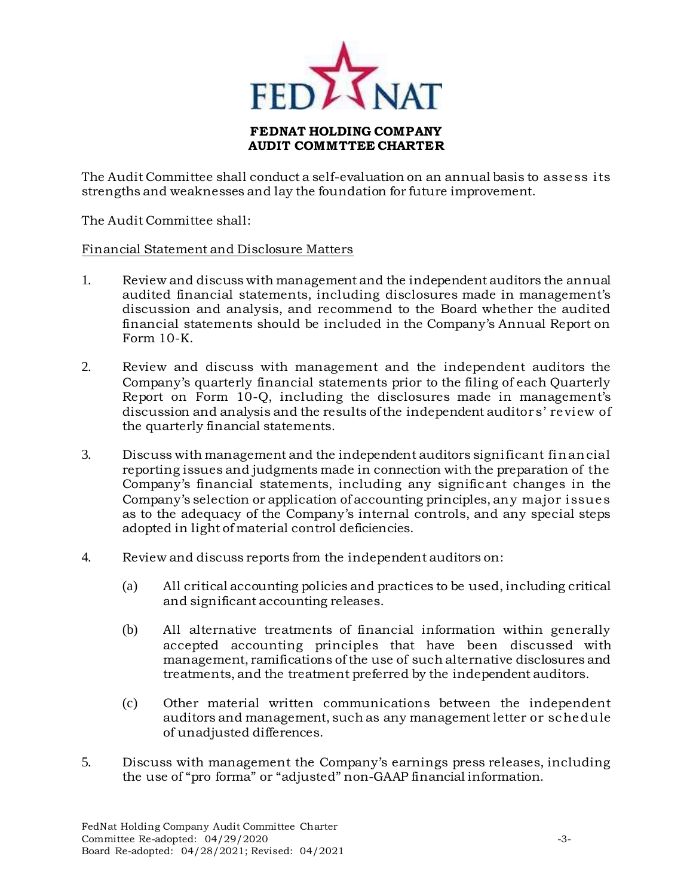**FEDNAT HOLDING COMPANY**
**AUDIT COMMTTEE CHARTER**

The Audit Committee shall conduct a self-evaluation on an annual basis to assess its strengths and weaknesses and lay the foundation for future improvement.

The Audit Committee shall:

<u>Financial Statement and Disclosure Matters</u>

1. Review and discuss with management and the independent auditors the annual audited financial statements, including disclosures made in management's discussion and analysis, and recommend to the Board whether the audited financial statements should be included in the Company's Annual Report on Form 10-K.

2. Review and discuss with management and the independent auditors the Company's quarterly financial statements prior to the filing of each Quarterly Report on Form 10-Q, including the disclosures made in management's discussion and analysis and the results of the independent auditors' review of the quarterly financial statements.

3. Discuss with management and the independent auditors significant financial reporting issues and judgments made in connection with the preparation of the Company's financial statements, including any significant changes in the Company's selection or application of accounting principles, any major issues as to the adequacy of the Company's internal controls, and any special steps adopted in light of material control deficiencies.

4. Review and discuss reports from the independent auditors on:

   (a) All critical accounting policies and practices to be used, including critical and significant accounting releases.

   (b) All alternative treatments of financial information within generally accepted accounting principles that have been discussed with management, ramifications of the use of such alternative disclosures and treatments, and the treatment preferred by the independent auditors.

   (c) Other material written communications between the independent auditors and management, such as any management letter or schedule of unadjusted differences.

5. Discuss with management the Company's earnings press releases, including the use of "pro forma" or "adjusted" non-GAAP financial information.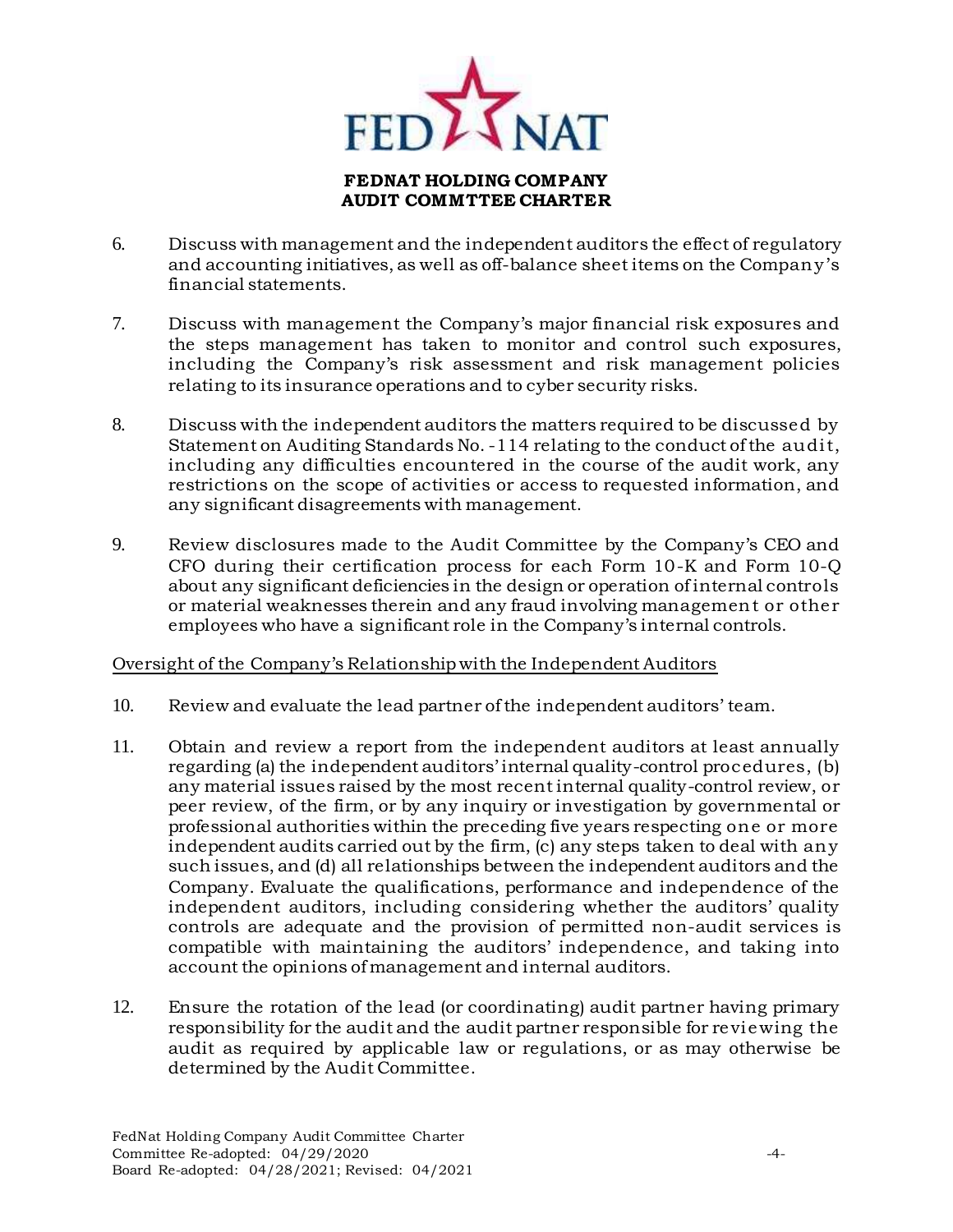6. Discuss with management and the independent auditors the effect of regulatory and accounting initiatives, as well as off-balance sheet items on the Company's financial statements.

7. Discuss with management the Company's major financial risk exposures and the steps management has taken to monitor and control such exposures, including the Company's risk assessment and risk management policies relating to its insurance operations and to cyber security risks.

8. Discuss with the independent auditors the matters required to be discussed by Statement on Auditing Standards No. -114 relating to the conduct of the audit, including any difficulties encountered in the course of the audit work, any restrictions on the scope of activities or access to requested information, and any significant disagreements with management.

9. Review disclosures made to the Audit Committee by the Company's CEO and CFO during their certification process for each Form 10-K and Form 10-Q about any significant deficiencies in the design or operation of internal controls or material weaknesses therein and any fraud involving management or other employees who have a significant role in the Company's internal controls.

<u>Oversight of the Company's Relationship with the Independent Auditors</u>

10. Review and evaluate the lead partner of the independent auditors' team.

11. Obtain and review a report from the independent auditors at least annually regarding (a) the independent auditors' internal quality-control procedures, (b) any material issues raised by the most recent internal quality-control review, or peer review, of the firm, or by any inquiry or investigation by governmental or professional authorities within the preceding five years respecting one or more independent audits carried out by the firm, (c) any steps taken to deal with any such issues, and (d) all relationships between the independent auditors and the Company. Evaluate the qualifications, performance and independence of the independent auditors, including considering whether the auditors' quality controls are adequate and the provision of permitted non-audit services is compatible with maintaining the auditors' independence, and taking into account the opinions of management and internal auditors.

12. Ensure the rotation of the lead (or coordinating) audit partner having primary responsibility for the audit and the audit partner responsible for reviewing the audit as required by applicable law or regulations, or as may otherwise be determined by the Audit Committee.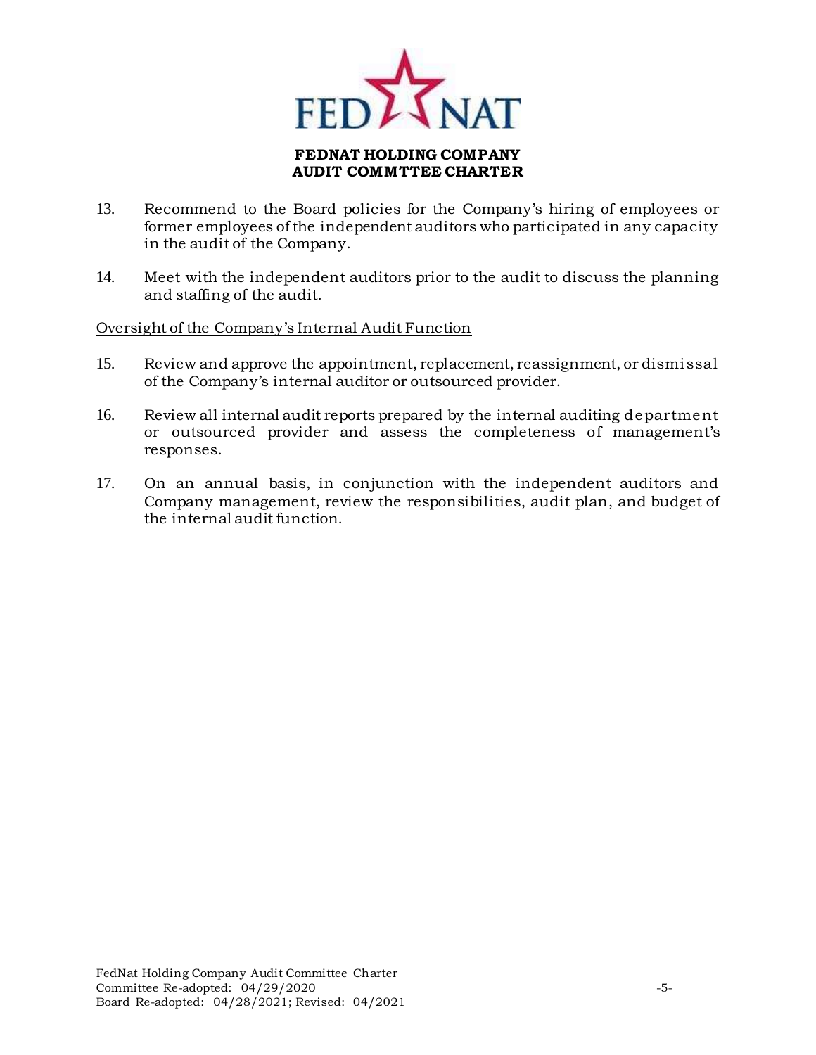13. Recommend to the Board policies for the Company's hiring of employees or former employees of the independent auditors who participated in any capacity in the audit of the Company.

14. Meet with the independent auditors prior to the audit to discuss the planning and staffing of the audit.

Oversight of the Company's Internal Audit Function

15. Review and approve the appointment, replacement, reassignment, or dismissal of the Company's internal auditor or outsourced provider.

16. Review all internal audit reports prepared by the internal auditing department or outsourced provider and assess the completeness of management's responses.

17. On an annual basis, in conjunction with the independent auditors and Company management, review the responsibilities, audit plan, and budget of the internal audit function.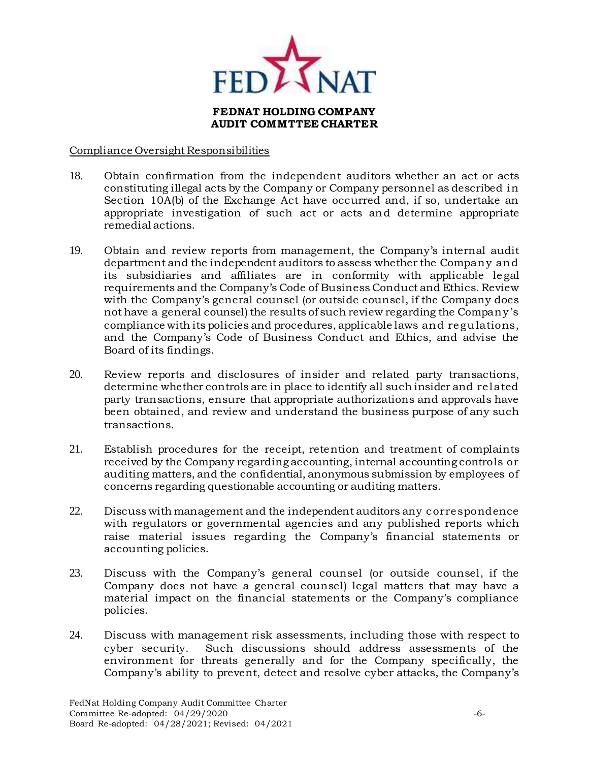Compliance Oversight Responsibilities

18. Obtain confirmation from the independent auditors whether an act or acts constituting illegal acts by the Company or Company personnel as described in Section 10A(b) of the Exchange Act have occurred and, if so, undertake an appropriate investigation of such act or acts and determine appropriate remedial actions.

19. Obtain and review reports from management, the Company's internal audit department and the independent auditors to assess whether the Company and its subsidiaries and affiliates are in conformity with applicable legal requirements and the Company's Code of Business Conduct and Ethics. Review with the Company's general counsel (or outside counsel, if the Company does not have a general counsel) the results of such review regarding the Company's compliance with its policies and procedures, applicable laws and regulations, and the Company's Code of Business Conduct and Ethics, and advise the Board of its findings.

20. Review reports and disclosures of insider and related party transactions, determine whether controls are in place to identify all such insider and related party transactions, ensure that appropriate authorizations and approvals have been obtained, and review and understand the business purpose of any such transactions.

21. Establish procedures for the receipt, retention and treatment of complaints received by the Company regarding accounting, internal accounting controls or auditing matters, and the confidential, anonymous submission by employees of concerns regarding questionable accounting or auditing matters.

22. Discuss with management and the independent auditors any correspondence with regulators or governmental agencies and any published reports which raise material issues regarding the Company's financial statements or accounting policies.

23. Discuss with the Company's general counsel (or outside counsel, if the Company does not have a general counsel) legal matters that may have a material impact on the financial statements or the Company's compliance policies.

24. Discuss with management risk assessments, including those with respect to cyber security. Such discussions should address assessments of the environment for threats generally and for the Company specifically, the Company's ability to prevent, detect and resolve cyber attacks, the Company's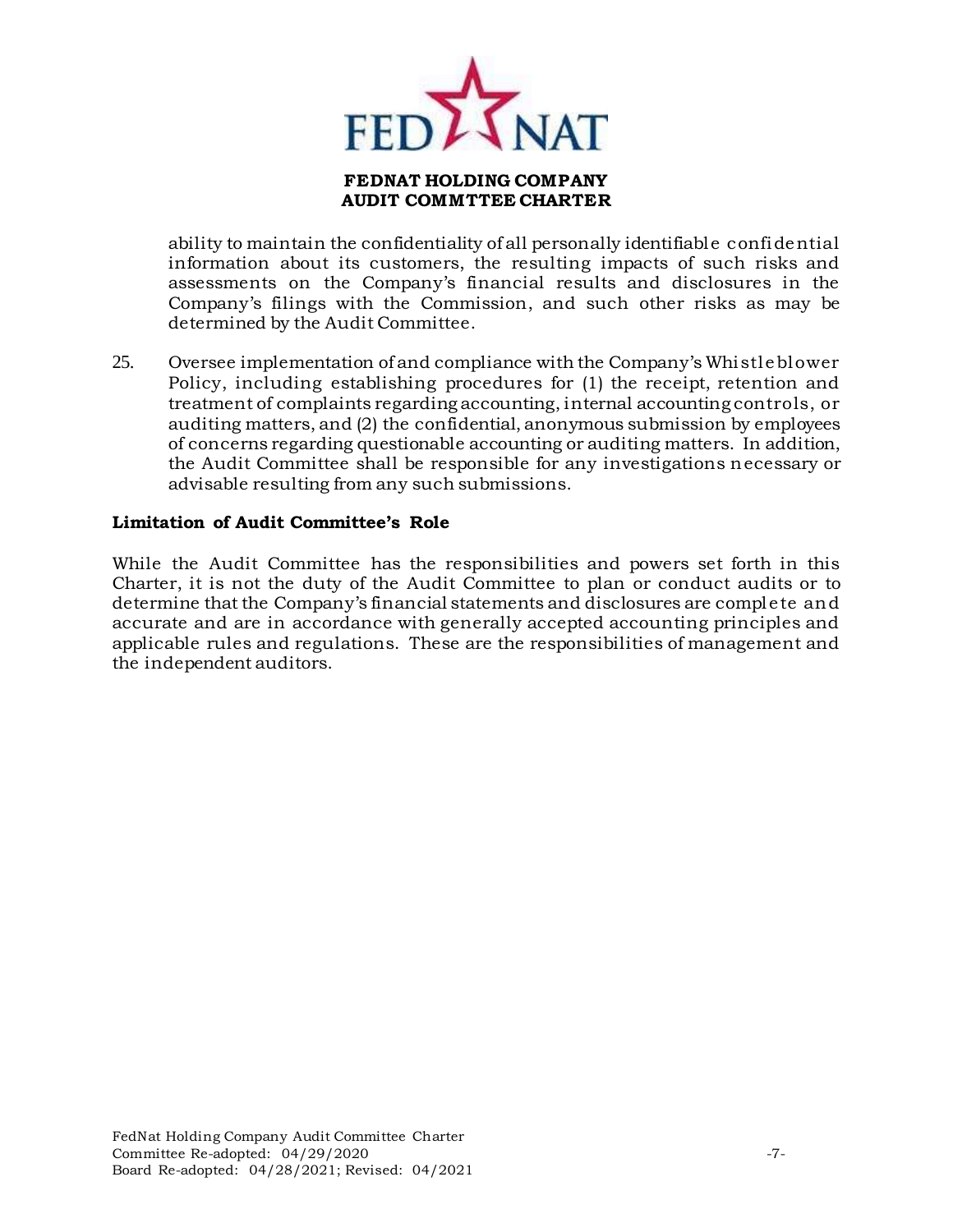ability to maintain the confidentiality of all personally identifiable confidential information about its customers, the resulting impacts of such risks and assessments on the Company's financial results and disclosures in the Company's filings with the Commission, and such other risks as may be determined by the Audit Committee.

25. Oversee implementation of and compliance with the Company's Whistleblower Policy, including establishing procedures for (1) the receipt, retention and treatment of complaints regarding accounting, internal accounting controls, or auditing matters, and (2) the confidential, anonymous submission by employees of concerns regarding questionable accounting or auditing matters. In addition, the Audit Committee shall be responsible for any investigations necessary or advisable resulting from any such submissions.

**Limitation of Audit Committee's Role**

While the Audit Committee has the responsibilities and powers set forth in this Charter, it is not the duty of the Audit Committee to plan or conduct audits or to determine that the Company's financial statements and disclosures are complete and accurate and are in accordance with generally accepted accounting principles and applicable rules and regulations. These are the responsibilities of management and the independent auditors.